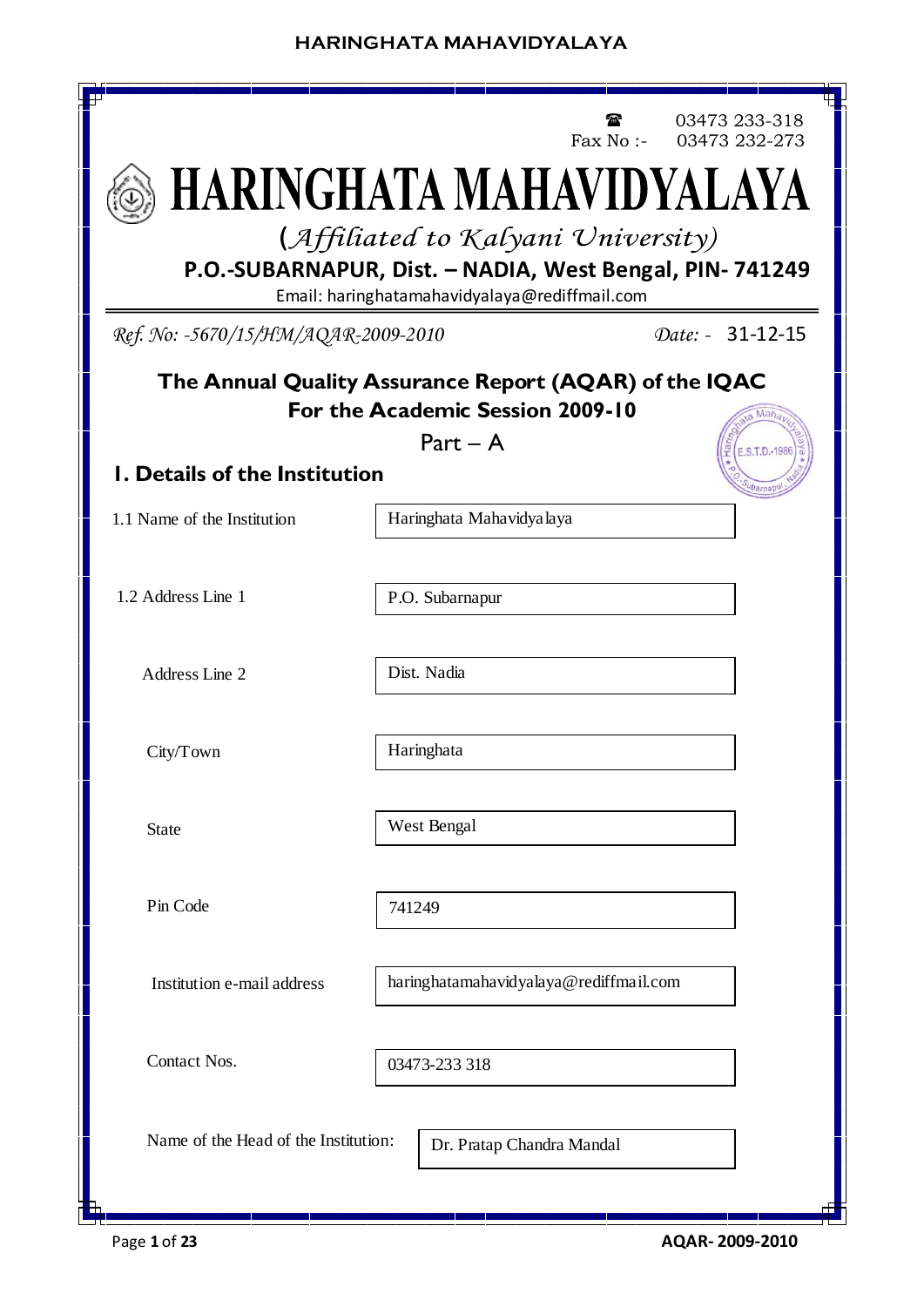☎ 03473 233-318
Fax No :- 03473 232-273

# HARINGHATA MAHAVIDYALAYA

*(Affiliated to Kalyani University)*

**P.O.-SUBARNAPUR, Dist. – NADIA, West Bengal, PIN- 741249**

Email: haringhatamahavidyalaya@rediffmail.com

*Ref. No: -5670/15/HM/AQAR-2009-2010* *Date: -* 31-12-15

## The Annual Quality Assurance Report (AQAR) of the IQAC For the Academic Session 2009-10

Part – A

### 1. Details of the Institution

| | |
|---|---|
| 1.1 Name of the Institution | Haringhata Mahavidyalaya |
| 1.2 Address Line 1 | P.O. Subarnapur |
| Address Line 2 | Dist. Nadia |
| City/Town | Haringhata |
| State | West Bengal |
| Pin Code | 741249 |
| Institution e-mail address | haringhatamahavidyalaya@rediffmail.com |
| Contact Nos. | 03473-233 318 |
| Name of the Head of the Institution: | Dr. Pratap Chandra Mandal |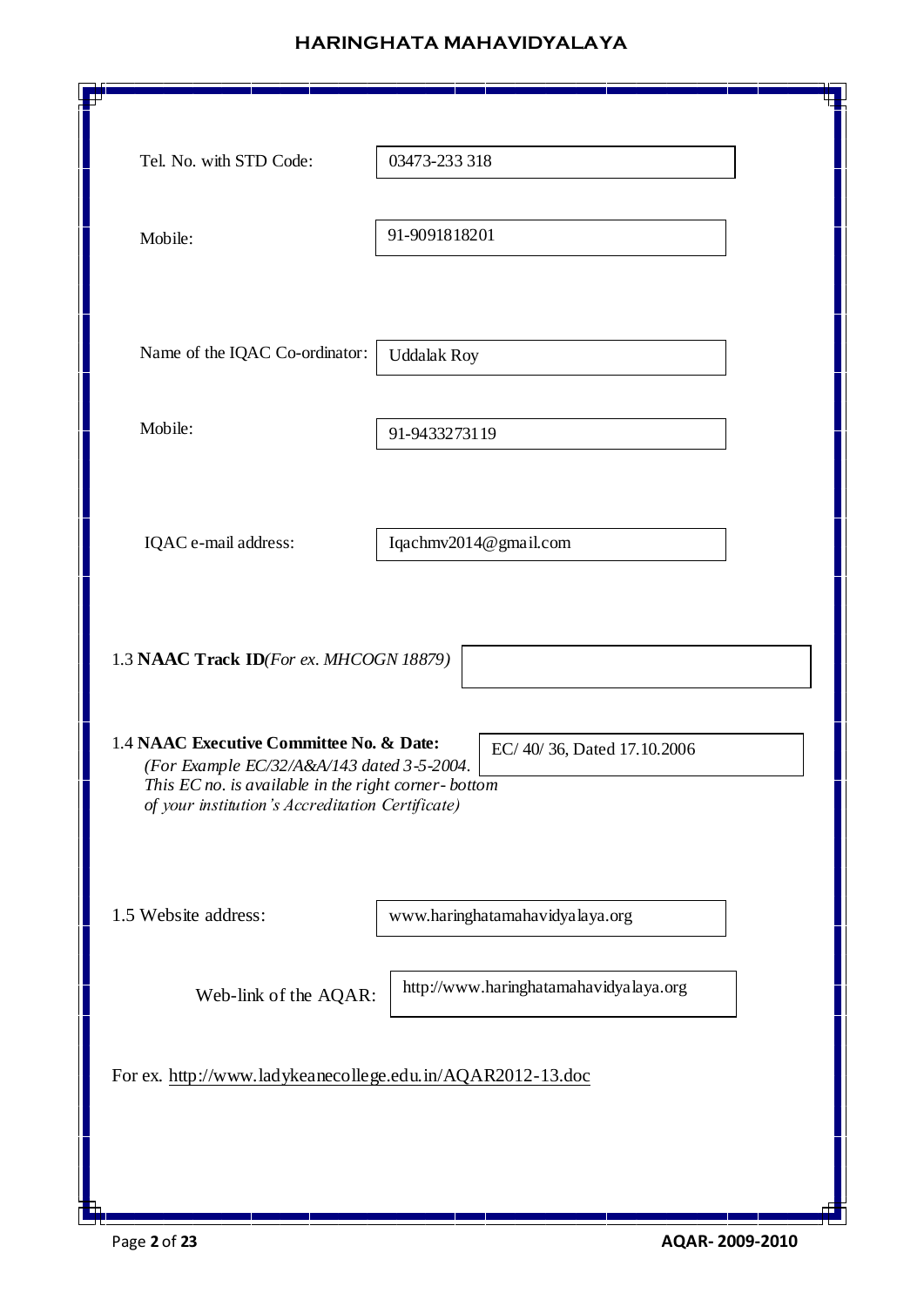Tel. No. with STD Code: 03473-233 318

Mobile: 91-9091818201

Name of the IQAC Co-ordinator: Uddalak Roy

Mobile: 91-9433273119

IQAC e-mail address: Iqachmv2014@gmail.com

1.3 **NAAC Track ID** *(For ex. MHCOGN 18879)*

1.4 **NAAC Executive Committee No. & Date:** EC/ 40/ 36, Dated 17.10.2006

*(For Example EC/32/A&A/143 dated 3-5-2004. This EC no. is available in the right corner- bottom of your institution's Accreditation Certificate)*

1.5 Website address: www.haringhatamahavidyalaya.org

Web-link of the AQAR: http://www.haringhatamahavidyalaya.org

For ex. http://www.ladykeanecollege.edu.in/AQAR2012-13.doc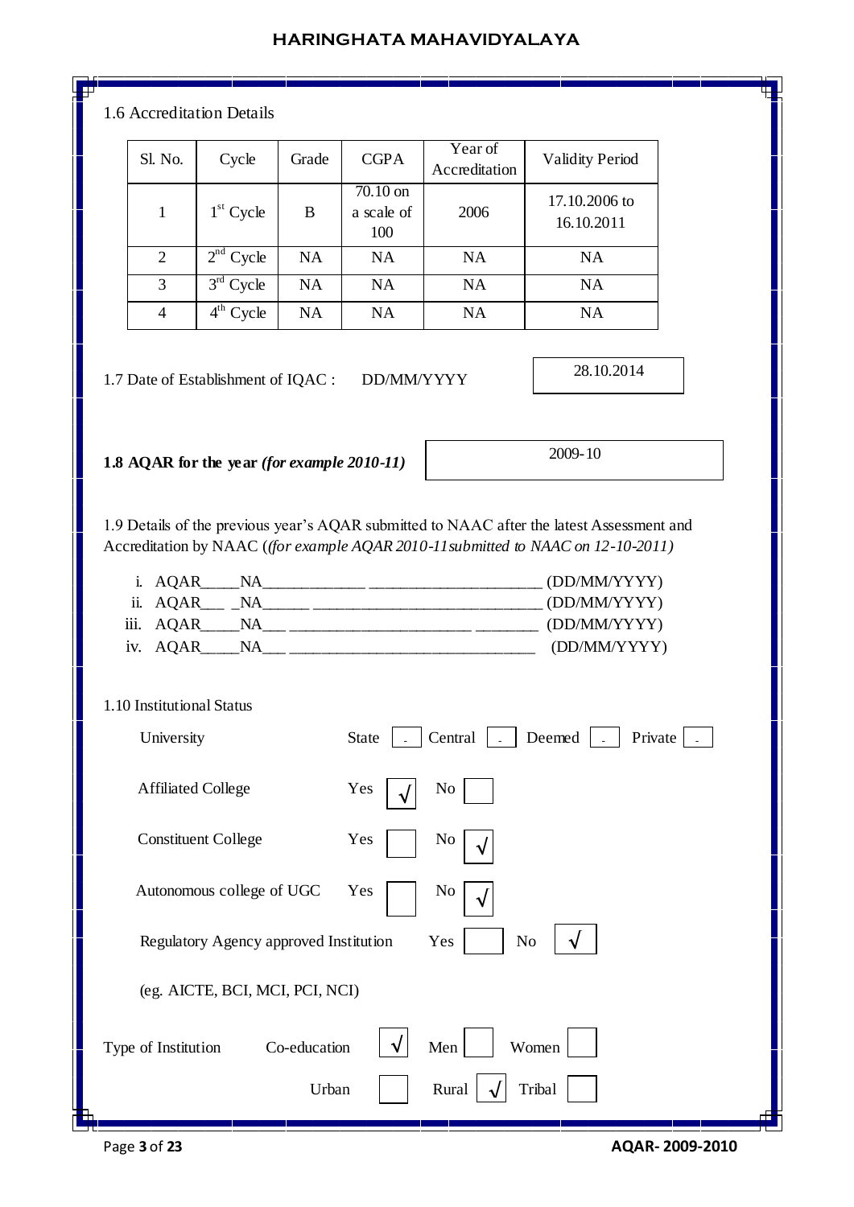1.6 Accreditation Details

| Sl. No. | Cycle | Grade | CGPA | Year of Accreditation | Validity Period |
|---|---|---|---|---|---|
| 1 | 1st Cycle | B | 70.10 on a scale of 100 | 2006 | 17.10.2006 to 16.10.2011 |
| 2 | 2nd Cycle | NA | NA | NA | NA |
| 3 | 3rd Cycle | NA | NA | NA | NA |
| 4 | 4th Cycle | NA | NA | NA | NA |

1.7 Date of Establishment of IQAC : DD/MM/YYYY 28.10.2014

**1.8 AQAR for the year** ***(for example 2010-11)*** 2009-10

1.9 Details of the previous year's AQAR submitted to NAAC after the latest Assessment and Accreditation by NAAC (*(for example AQAR 2010-11submitted to NAAC on 12-10-2011)*

i. AQAR_____NA_____________ ______________________ (DD/MM/YYYY)
ii. AQAR___ _NA______ ____________________________ (DD/MM/YYYY)
iii. AQAR_____NA___ _______________________ ________ (DD/MM/YYYY)
iv. AQAR_____NA___ _______________________________ (DD/MM/YYYY)

1.10 Institutional Status

University State [ - ] Central [ - ] Deemed [ - ] Private [ - ]

Affiliated College Yes [√] No [ ]

Constituent College Yes [ ] No [√]

Autonomous college of UGC Yes [ ] No [√]

Regulatory Agency approved Institution Yes [ ] No [√]

(eg. AICTE, BCI, MCI, PCI, NCI)

Type of Institution Co-education [√] Men [ ] Women [ ]

Urban [ ] Rural [√] Tribal [ ]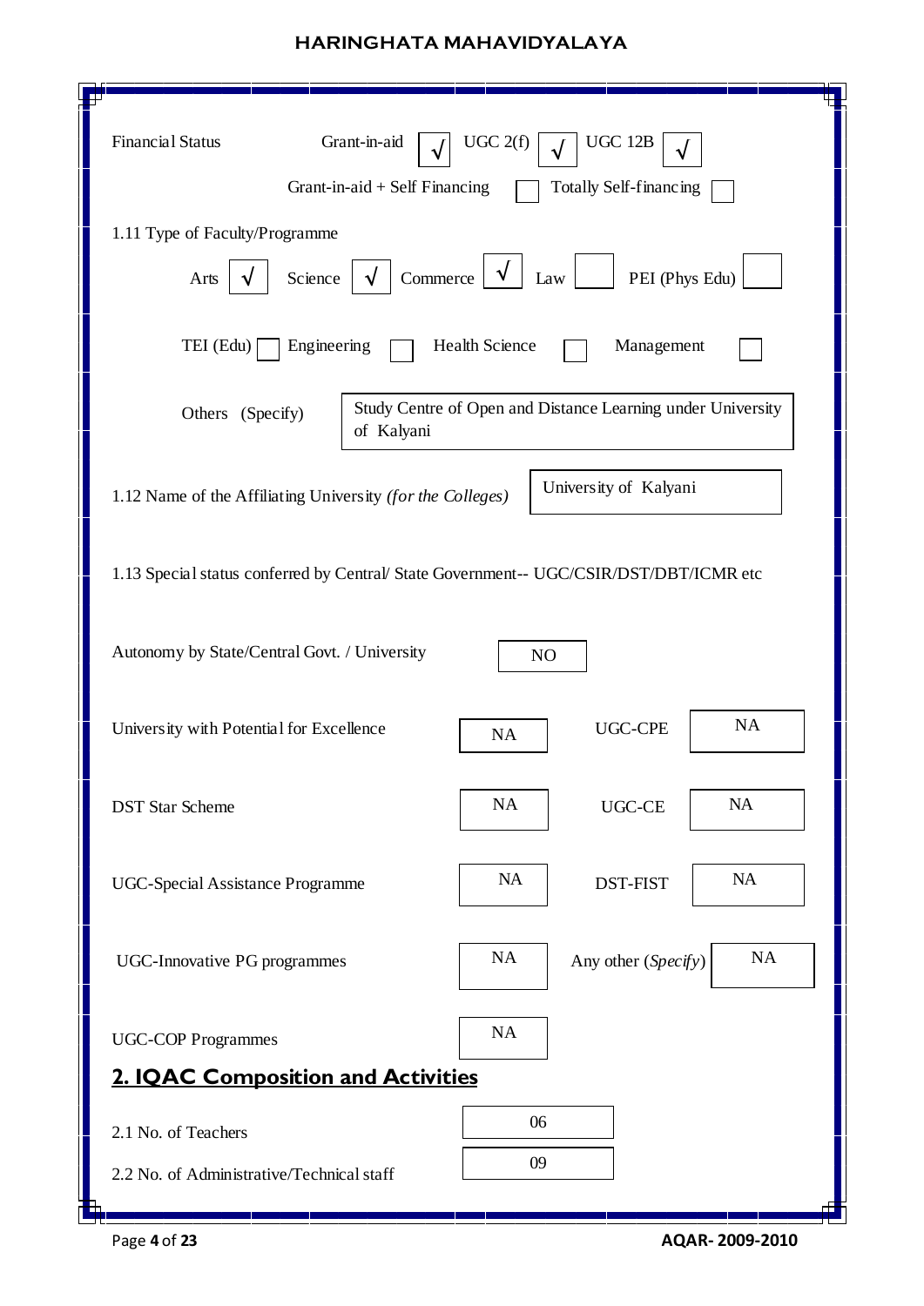Financial Status: Grant-in-aid √ | UGC 2(f) √ | UGC 12B √

Grant-in-aid + Self Financing ☐ | Totally Self-financing ☐

1.11 Type of Faculty/Programme

Arts √ | Science √ | Commerce √ | Law ☐ | PEI (Phys Edu) ☐

TEI (Edu) ☐ | Engineering ☐ | Health Science ☐ | Management ☐

Others (Specify): Study Centre of Open and Distance Learning under University of Kalyani

1.12 Name of the Affiliating University *(for the Colleges)*: University of Kalyani

1.13 Special status conferred by Central/ State Government-- UGC/CSIR/DST/DBT/ICMR etc

| | | | |
|---|---|---|---|
| Autonomy by State/Central Govt. / University | NO | | |
| University with Potential for Excellence | NA | UGC-CPE | NA |
| DST Star Scheme | NA | UGC-CE | NA |
| UGC-Special Assistance Programme | NA | DST-FIST | NA |
| UGC-Innovative PG programmes | NA | Any other (*Specify*) | NA |
| UGC-COP Programmes | NA | | |

## 2. IQAC Composition and Activities

| | |
|---|---|
| 2.1 No. of Teachers | 06 |
| 2.2 No. of Administrative/Technical staff | 09 |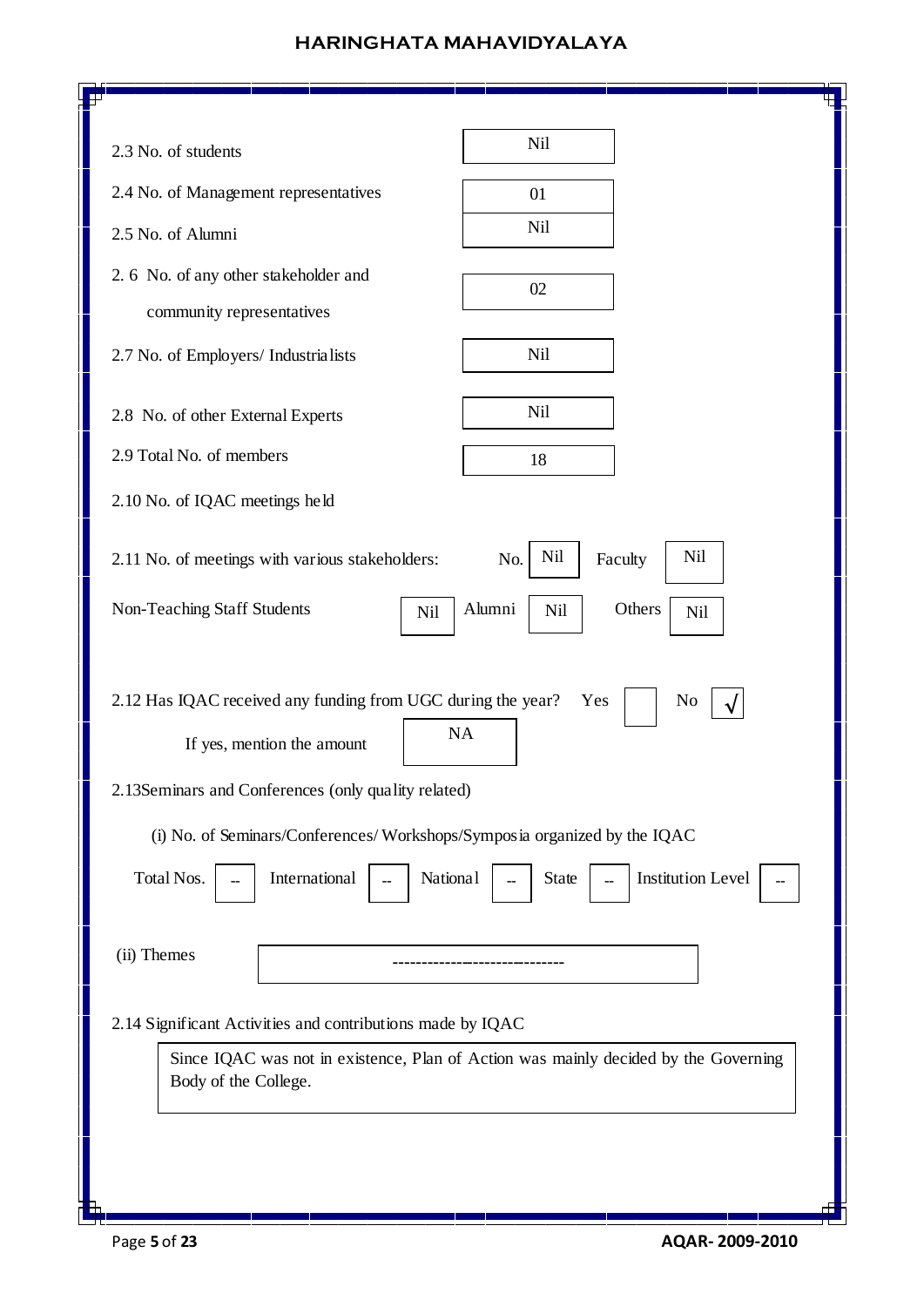2.3 No. of students: Nil

2.4 No. of Management representatives: 01

2.5 No. of Alumni: Nil

2.6 No. of any other stakeholder and community representatives: 02

2.7 No. of Employers/ Industrialists: Nil

2.8 No. of other External Experts: Nil

2.9 Total No. of members: 18

2.10 No. of IQAC meetings held

2.11 No. of meetings with various stakeholders: No. Nil Faculty Nil

Non-Teaching Staff Students Nil Alumni Nil Others Nil

2.12 Has IQAC received any funding from UGC during the year? Yes [ ] No [√]

If yes, mention the amount: NA

2.13 Seminars and Conferences (only quality related)

(i) No. of Seminars/Conferences/ Workshops/Symposia organized by the IQAC

| Total Nos. | International | National | State | Institution Level |
|---|---|---|---|---|
| -- | -- | -- | -- | -- |

(ii) Themes: ------------------------------

2.14 Significant Activities and contributions made by IQAC

Since IQAC was not in existence, Plan of Action was mainly decided by the Governing Body of the College.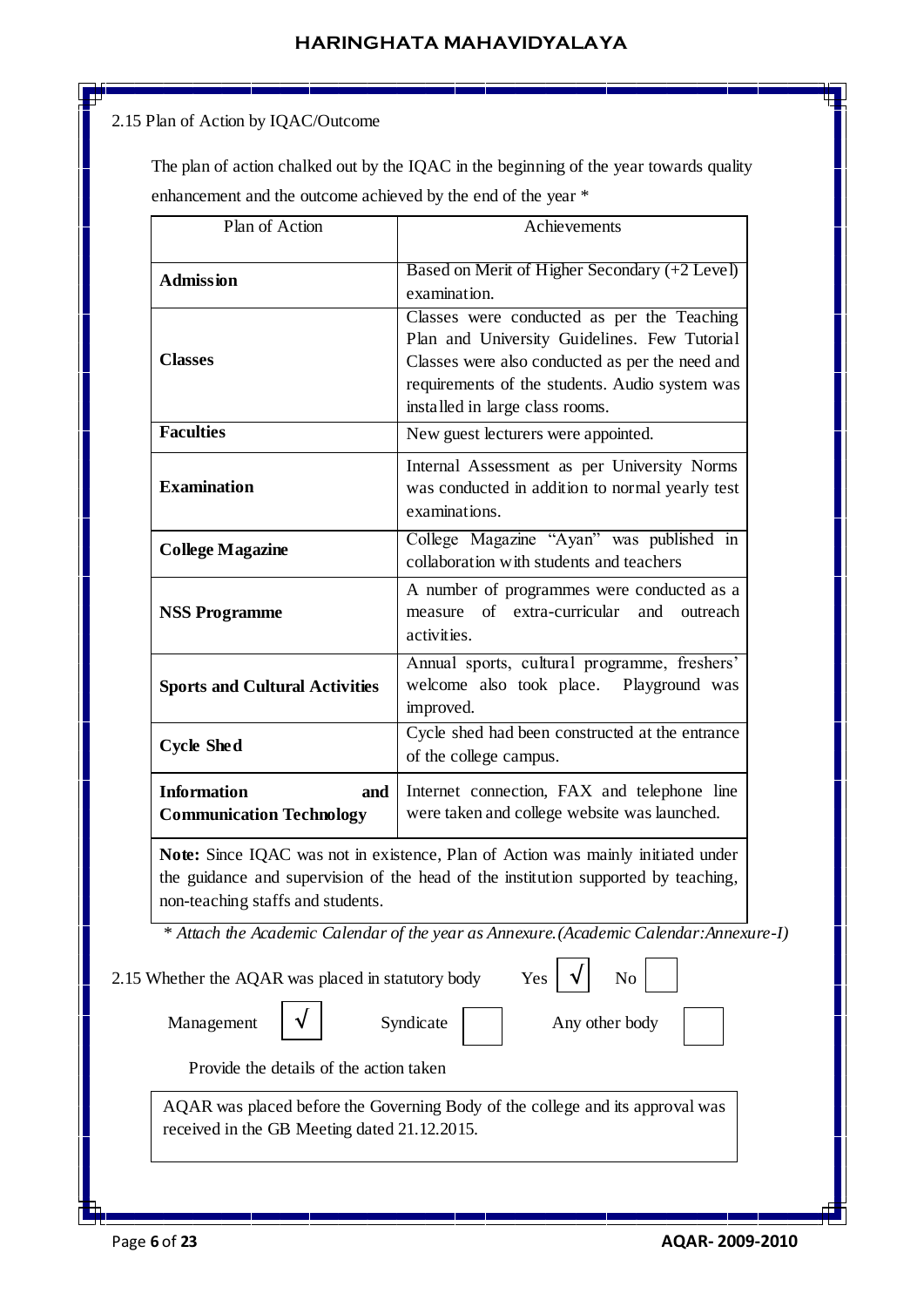2.15 Plan of Action by IQAC/Outcome

The plan of action chalked out by the IQAC in the beginning of the year towards quality enhancement and the outcome achieved by the end of the year *

| Plan of Action | Achievements |
|---|---|
| **Admission** | Based on Merit of Higher Secondary (+2 Level) examination. |
| **Classes** | Classes were conducted as per the Teaching Plan and University Guidelines. Few Tutorial Classes were also conducted as per the need and requirements of the students. Audio system was installed in large class rooms. |
| **Faculties** | New guest lecturers were appointed. |
| **Examination** | Internal Assessment as per University Norms was conducted in addition to normal yearly test examinations. |
| **College Magazine** | College Magazine "Ayan" was published in collaboration with students and teachers |
| **NSS Programme** | A number of programmes were conducted as a measure of extra-curricular and outreach activities. |
| **Sports and Cultural Activities** | Annual sports, cultural programme, freshers' welcome also took place. Playground was improved. |
| **Cycle Shed** | Cycle shed had been constructed at the entrance of the college campus. |
| **Information and Communication Technology** | Internet connection, FAX and telephone line were taken and college website was launched. |

**Note:** Since IQAC was not in existence, Plan of Action was mainly initiated under the guidance and supervision of the head of the institution supported by teaching, non-teaching staffs and students.

*\* Attach the Academic Calendar of the year as Annexure.(Academic Calendar:Annexure-I)*

2.15 Whether the AQAR was placed in statutory body Yes [√] No [ ]

Management [√] Syndicate [ ] Any other body [ ]

Provide the details of the action taken

AQAR was placed before the Governing Body of the college and its approval was received in the GB Meeting dated 21.12.2015.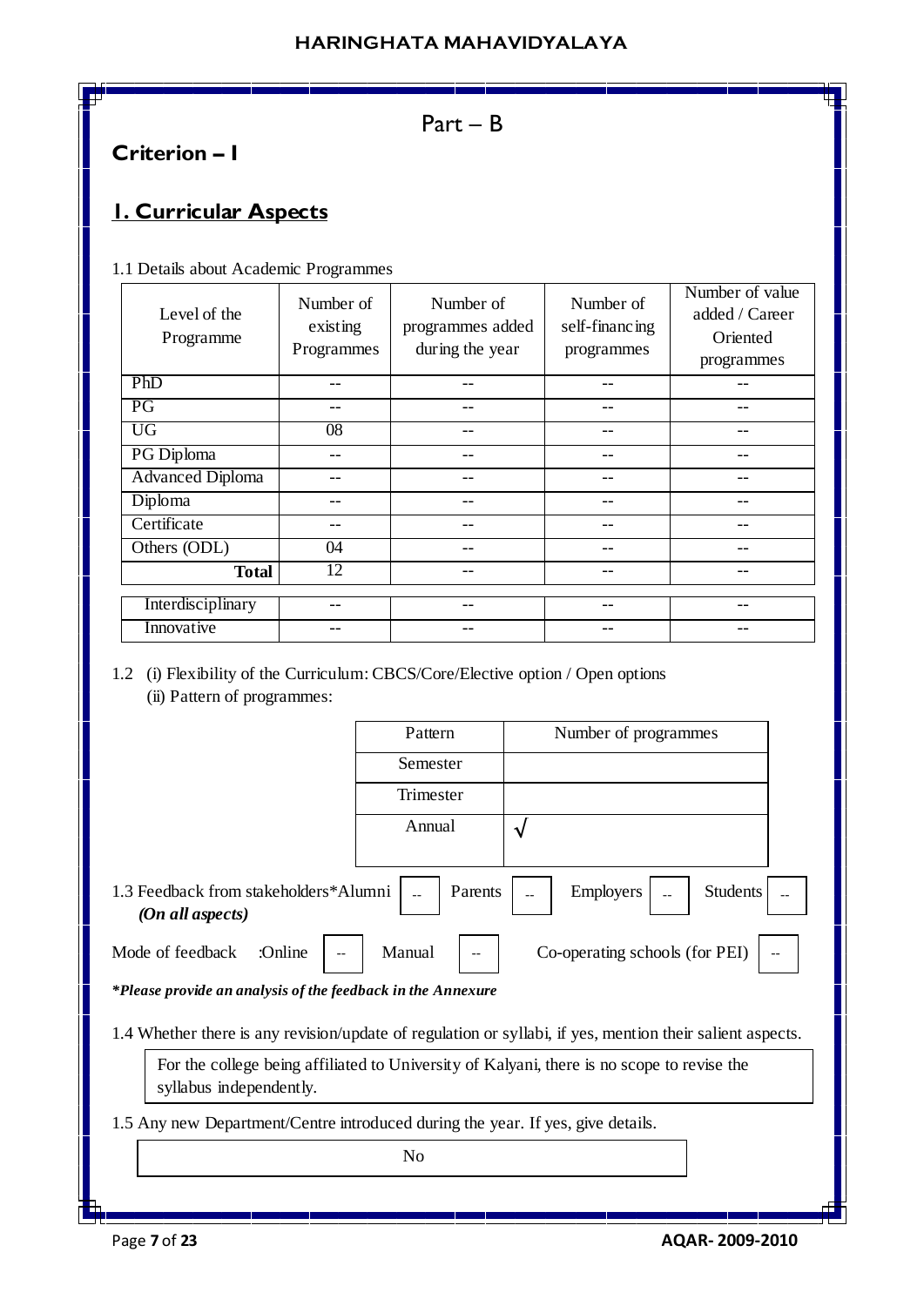Part – B

## Criterion – I

## 1. Curricular Aspects

1.1 Details about Academic Programmes

| Level of the Programme | Number of existing Programmes | Number of programmes added during the year | Number of self-financing programmes | Number of value added / Career Oriented programmes |
|---|---|---|---|---|
| PhD | -- | -- | -- | -- |
| PG | -- | -- | -- | -- |
| UG | 08 | -- | -- | -- |
| PG Diploma | -- | -- | -- | -- |
| Advanced Diploma | -- | -- | -- | -- |
| Diploma | -- | -- | -- | -- |
| Certificate | -- | -- | -- | -- |
| Others (ODL) | 04 | -- | -- | -- |
| **Total** | 12 | -- | -- | -- |
| Interdisciplinary | -- | -- | -- | -- |
| Innovative | -- | -- | -- | -- |

1.2 (i) Flexibility of the Curriculum: CBCS/Core/Elective option / Open options

(ii) Pattern of programmes:

| Pattern | Number of programmes |
|---|---|
| Semester | |
| Trimester | |
| Annual | √ |

1.3 Feedback from stakeholders* Alumni -- Parents -- Employers -- Students --
*(On all aspects)*

Mode of feedback :Online -- Manual -- Co-operating schools (for PEI) --

****Please provide an analysis of the feedback in the Annexure***

1.4 Whether there is any revision/update of regulation or syllabi, if yes, mention their salient aspects.

For the college being affiliated to University of Kalyani, there is no scope to revise the syllabus independently.

1.5 Any new Department/Centre introduced during the year. If yes, give details.

No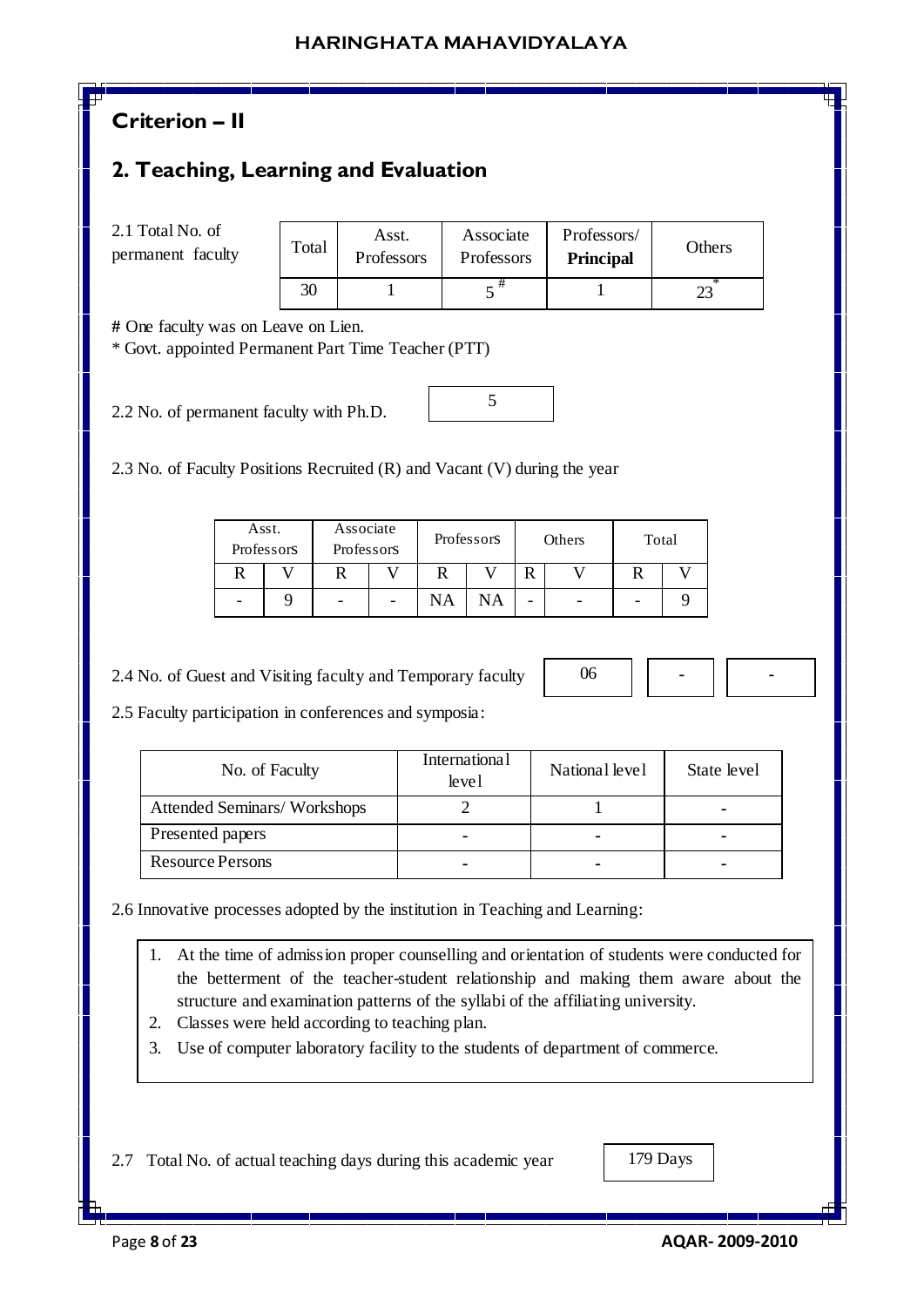## Criterion – II

## 2. Teaching, Learning and Evaluation

2.1 Total No. of permanent faculty

| Total | Asst. Professors | Associate Professors | Professors/ **Principal** | Others |
|---|---|---|---|---|
| 30 | 1 | 5 # | 1 | 23 * |

**#** One faculty was on Leave on Lien.
\* Govt. appointed Permanent Part Time Teacher (PTT)

2.2 No. of permanent faculty with Ph.D. | 5

2.3 No. of Faculty Positions Recruited (R) and Vacant (V) during the year

| Asst. Professors | | Associate Professors | | Professors | | Others | | Total | |
|---|---|---|---|---|---|---|---|---|---|
| R | V | R | V | R | V | R | V | R | V |
| - | 9 | - | - | NA | NA | - | - | - | 9 |

2.4 No. of Guest and Visiting faculty and Temporary faculty | 06 | - | -

2.5 Faculty participation in conferences and symposia:

| No. of Faculty | International level | National level | State level |
|---|---|---|---|
| Attended Seminars/ Workshops | 2 | 1 | - |
| Presented papers | - | - | - |
| Resource Persons | - | - | - |

2.6 Innovative processes adopted by the institution in Teaching and Learning:

1. At the time of admission proper counselling and orientation of students were conducted for the betterment of the teacher-student relationship and making them aware about the structure and examination patterns of the syllabi of the affiliating university.
2. Classes were held according to teaching plan.
3. Use of computer laboratory facility to the students of department of commerce.

2.7 Total No. of actual teaching days during this academic year | 179 Days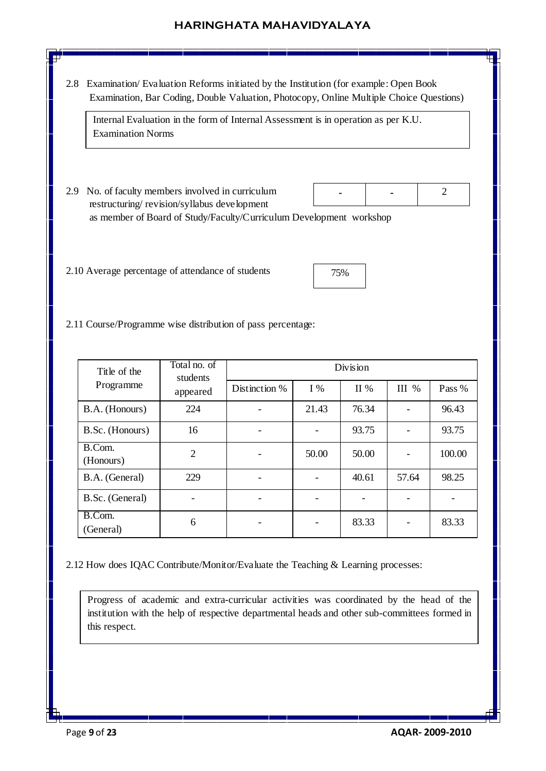2.8 Examination/ Evaluation Reforms initiated by the Institution (for example: Open Book Examination, Bar Coding, Double Valuation, Photocopy, Online Multiple Choice Questions)

Internal Evaluation in the form of Internal Assessment is in operation as per K.U. Examination Norms

2.9 No. of faculty members involved in curriculum restructuring/ revision/syllabus development as member of Board of Study/Faculty/Curriculum Development workshop

| - | - | 2 |
|---|---|---|

2.10 Average percentage of attendance of students

| 75% |
|---|

2.11 Course/Programme wise distribution of pass percentage:

| Title of the Programme | Total no. of students appeared | Division | | | | |
|---|---|---|---|---|---|---|
| | | Distinction % | I % | II % | III % | Pass % |
| B.A. (Honours) | 224 | - | 21.43 | 76.34 | - | 96.43 |
| B.Sc. (Honours) | 16 | - | - | 93.75 | - | 93.75 |
| B.Com. (Honours) | 2 | - | 50.00 | 50.00 | - | 100.00 |
| B.A. (General) | 229 | - | - | 40.61 | 57.64 | 98.25 |
| B.Sc. (General) | - | - | - | - | - | - |
| B.Com. (General) | 6 | - | - | 83.33 | - | 83.33 |

2.12 How does IQAC Contribute/Monitor/Evaluate the Teaching & Learning processes:

Progress of academic and extra-curricular activities was coordinated by the head of the institution with the help of respective departmental heads and other sub-committees formed in this respect.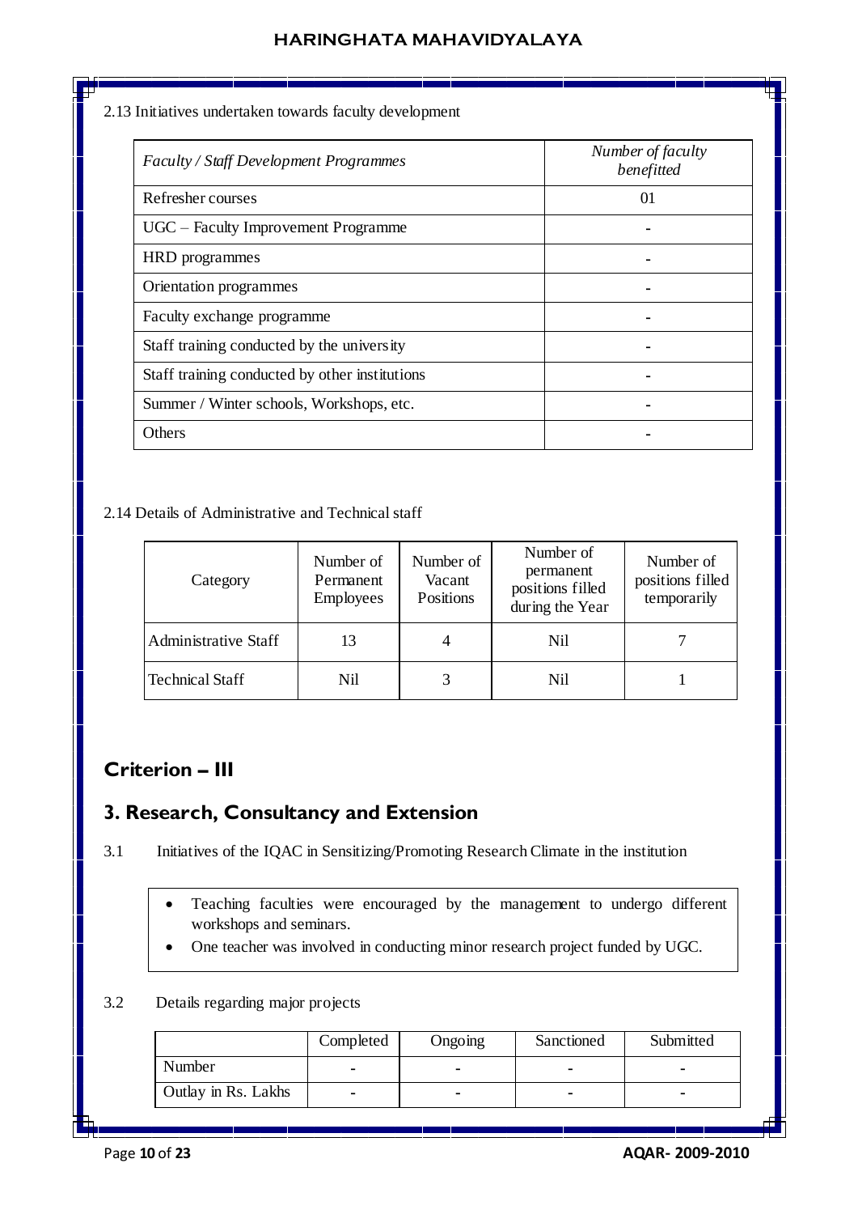2.13 Initiatives undertaken towards faculty development

| *Faculty / Staff Development Programmes* | *Number of faculty benefitted* |
|---|---|
| Refresher courses | 01 |
| UGC – Faculty Improvement Programme | - |
| HRD programmes | - |
| Orientation programmes | - |
| Faculty exchange programme | - |
| Staff training conducted by the university | - |
| Staff training conducted by other institutions | - |
| Summer / Winter schools, Workshops, etc. | - |
| Others | - |

2.14 Details of Administrative and Technical staff

| Category | Number of Permanent Employees | Number of Vacant Positions | Number of permanent positions filled during the Year | Number of positions filled temporarily |
|---|---|---|---|---|
| Administrative Staff | 13 | 4 | Nil | 7 |
| Technical Staff | Nil | 3 | Nil | 1 |

## Criterion – III

## 3. Research, Consultancy and Extension

3.1 Initiatives of the IQAC in Sensitizing/Promoting Research Climate in the institution

- Teaching faculties were encouraged by the management to undergo different workshops and seminars.
- One teacher was involved in conducting minor research project funded by UGC.

3.2 Details regarding major projects

| | Completed | Ongoing | Sanctioned | Submitted |
|---|---|---|---|---|
| Number | - | - | - | - |
| Outlay in Rs. Lakhs | - | - | - | - |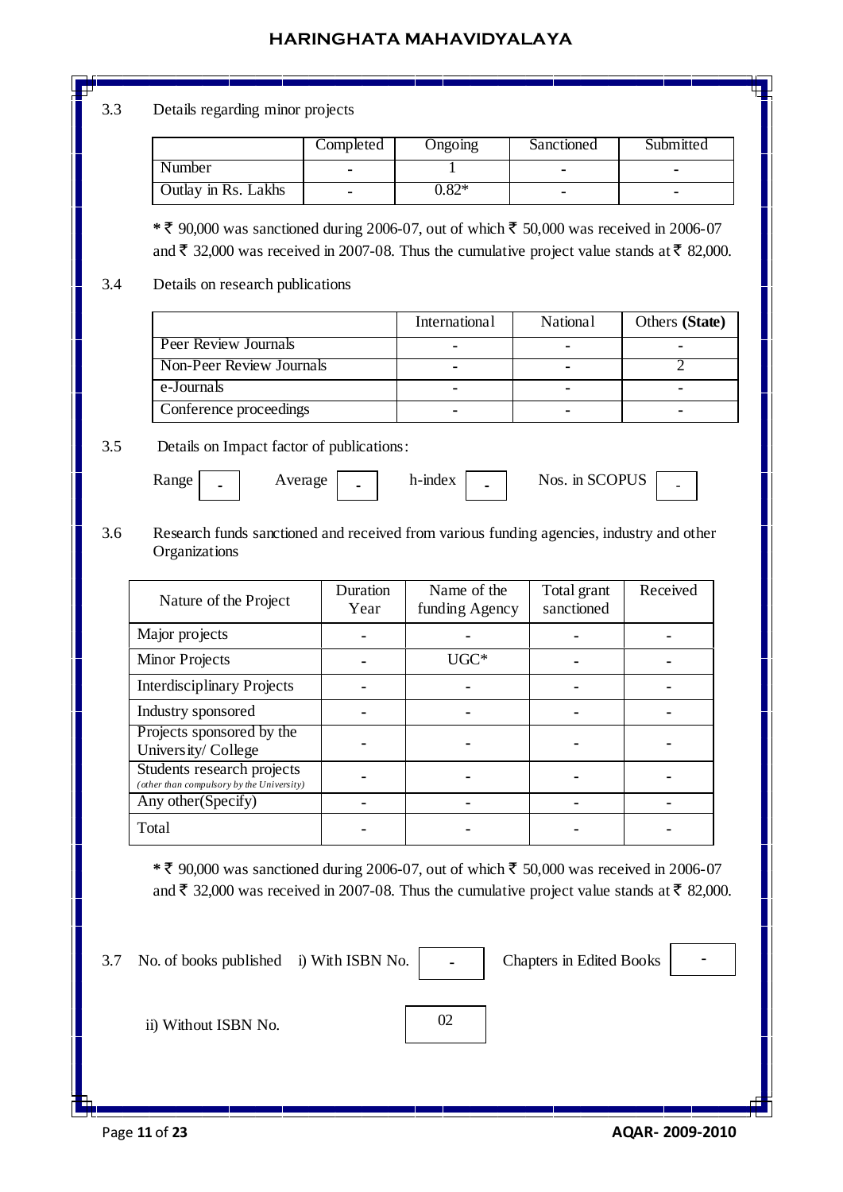3.3 Details regarding minor projects

| | Completed | Ongoing | Sanctioned | Submitted |
|---|---|---|---|---|
| Number | - | 1 | - | - |
| Outlay in Rs. Lakhs | - | 0.82* | - | - |

**\*** ₹ 90,000 was sanctioned during 2006-07, out of which ₹ 50,000 was received in 2006-07 and ₹ 32,000 was received in 2007-08. Thus the cumulative project value stands at ₹ 82,000.

3.4 Details on research publications

| | International | National | Others **(State)** |
|---|---|---|---|
| Peer Review Journals | - | - | - |
| Non-Peer Review Journals | - | - | 2 |
| e-Journals | - | - | - |
| Conference proceedings | - | - | - |

3.5 Details on Impact factor of publications:

Range: - Average: - h-index: - Nos. in SCOPUS: -

3.6 Research funds sanctioned and received from various funding agencies, industry and other Organizations

| Nature of the Project | Duration Year | Name of the funding Agency | Total grant sanctioned | Received |
|---|---|---|---|---|
| Major projects | - | - | - | - |
| Minor Projects | - | UGC* | - | - |
| Interdisciplinary Projects | - | - | - | - |
| Industry sponsored | - | - | - | - |
| Projects sponsored by the University/ College | - | - | - | - |
| Students research projects *(other than compulsory by the University)* | - | - | - | - |
| Any other(Specify) | - | - | - | - |
| Total | - | - | - | - |

**\*** ₹ 90,000 was sanctioned during 2006-07, out of which ₹ 50,000 was received in 2006-07 and ₹ 32,000 was received in 2007-08. Thus the cumulative project value stands at ₹ 82,000.

3.7 No. of books published i) With ISBN No. - Chapters in Edited Books -

ii) Without ISBN No. 02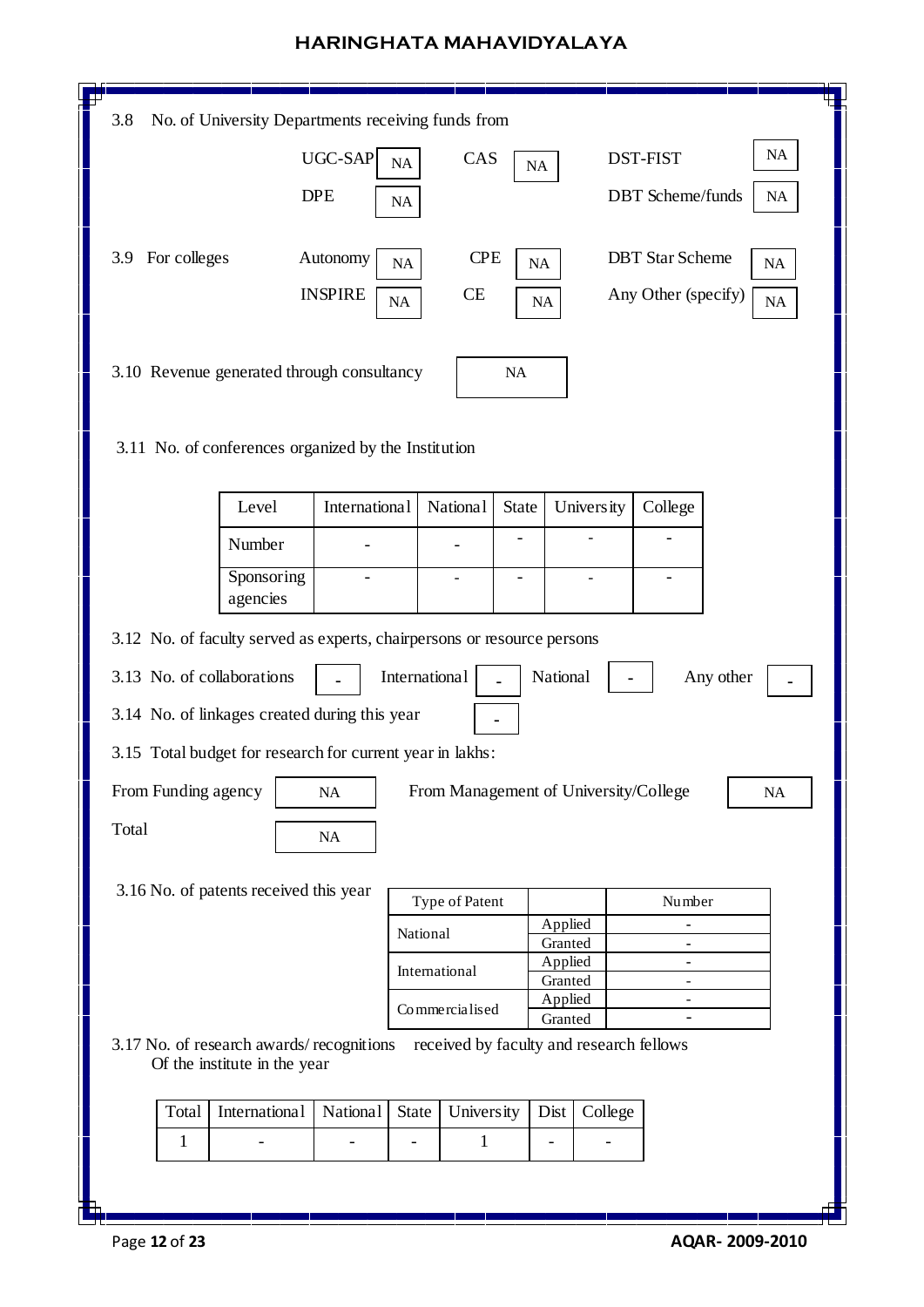3.8 No. of University Departments receiving funds from

| UGC-SAP | NA | CAS | NA | DST-FIST | NA |
|---|---|---|---|---|---|
| DPE | NA | | | DBT Scheme/funds | NA |

3.9 For colleges

| Autonomy | NA | CPE | NA | DBT Star Scheme | NA |
|---|---|---|---|---|---|
| INSPIRE | NA | CE | NA | Any Other (specify) | NA |

3.10 Revenue generated through consultancy: NA

3.11 No. of conferences organized by the Institution

| Level | International | National | State | University | College |
|---|---|---|---|---|---|
| Number | - | - | - | - | - |
| Sponsoring agencies | - | - | - | - | - |

3.12 No. of faculty served as experts, chairpersons or resource persons

3.13 No. of collaborations: - International: - National: - Any other: -

3.14 No. of linkages created during this year: -

3.15 Total budget for research for current year in lakhs:

From Funding agency: NA From Management of University/College: NA

Total: NA

3.16 No. of patents received this year

| Type of Patent | | Number |
|---|---|---|
| National | Applied | - |
| | Granted | - |
| International | Applied | - |
| | Granted | - |
| Commercialised | Applied | - |
| | Granted | - |

3.17 No. of research awards/ recognitions received by faculty and research fellows Of the institute in the year

| Total | International | National | State | University | Dist | College |
|---|---|---|---|---|---|---|
| 1 | - | - | - | 1 | - | - |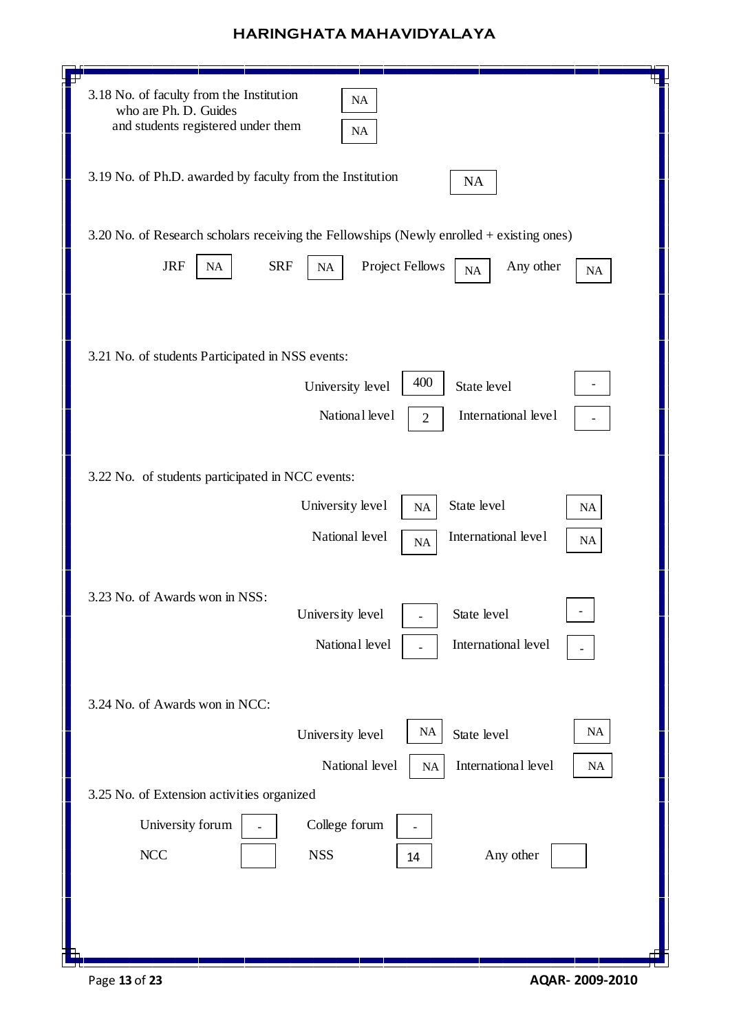3.18 No. of faculty from the Institution who are Ph. D. Guides: NA

and students registered under them: NA

3.19 No. of Ph.D. awarded by faculty from the Institution: NA

3.20 No. of Research scholars receiving the Fellowships (Newly enrolled + existing ones)

| JRF | SRF | Project Fellows | Any other |
|---|---|---|---|
| NA | NA | NA | NA |

3.21 No. of students Participated in NSS events:

| University level | State level | National level | International level |
|---|---|---|---|
| 400 | - | 2 | - |

3.22 No. of students participated in NCC events:

| University level | State level | National level | International level |
|---|---|---|---|
| NA | NA | NA | NA |

3.23 No. of Awards won in NSS:

| University level | State level | National level | International level |
|---|---|---|---|
| - | - | - | - |

3.24 No. of Awards won in NCC:

| University level | State level | National level | International level |
|---|---|---|---|
| NA | NA | NA | NA |

3.25 No. of Extension activities organized

| University forum | College forum | NCC | NSS | Any other |
|---|---|---|---|---|
| - | - | | 14 | |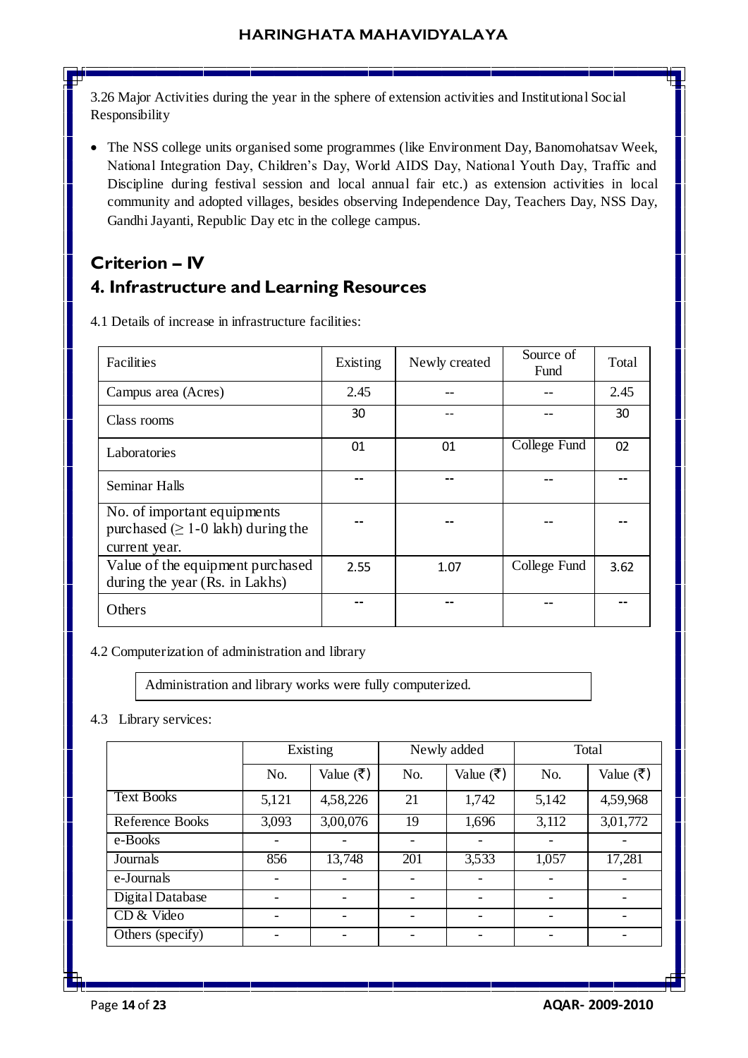3.26 Major Activities during the year in the sphere of extension activities and Institutional Social Responsibility

- The NSS college units organised some programmes (like Environment Day, Banomohatsav Week, National Integration Day, Children's Day, World AIDS Day, National Youth Day, Traffic and Discipline during festival session and local annual fair etc.) as extension activities in local community and adopted villages, besides observing Independence Day, Teachers Day, NSS Day, Gandhi Jayanti, Republic Day etc in the college campus.

## Criterion – IV

## 4. Infrastructure and Learning Resources

4.1 Details of increase in infrastructure facilities:

| Facilities | Existing | Newly created | Source of Fund | Total |
|---|---|---|---|---|
| Campus area (Acres) | 2.45 | -- | -- | 2.45 |
| Class rooms | 30 | -- | -- | 30 |
| Laboratories | 01 | 01 | College Fund | 02 |
| Seminar Halls | -- | -- | -- | -- |
| No. of important equipments purchased (≥ 1-0 lakh) during the current year. | -- | -- | -- | -- |
| Value of the equipment purchased during the year (Rs. in Lakhs) | 2.55 | 1.07 | College Fund | 3.62 |
| Others | -- | -- | -- | -- |

4.2 Computerization of administration and library

Administration and library works were fully computerized.

4.3 Library services:

| | Existing | | Newly added | | Total | |
|---|---|---|---|---|---|---|
| | No. | Value (₹) | No. | Value (₹) | No. | Value (₹) |
| Text Books | 5,121 | 4,58,226 | 21 | 1,742 | 5,142 | 4,59,968 |
| Reference Books | 3,093 | 3,00,076 | 19 | 1,696 | 3,112 | 3,01,772 |
| e-Books | - | - | - | - | - | - |
| Journals | 856 | 13,748 | 201 | 3,533 | 1,057 | 17,281 |
| e-Journals | - | - | - | - | - | - |
| Digital Database | - | - | - | - | - | - |
| CD & Video | - | - | - | - | - | - |
| Others (specify) | - | - | - | - | - | - |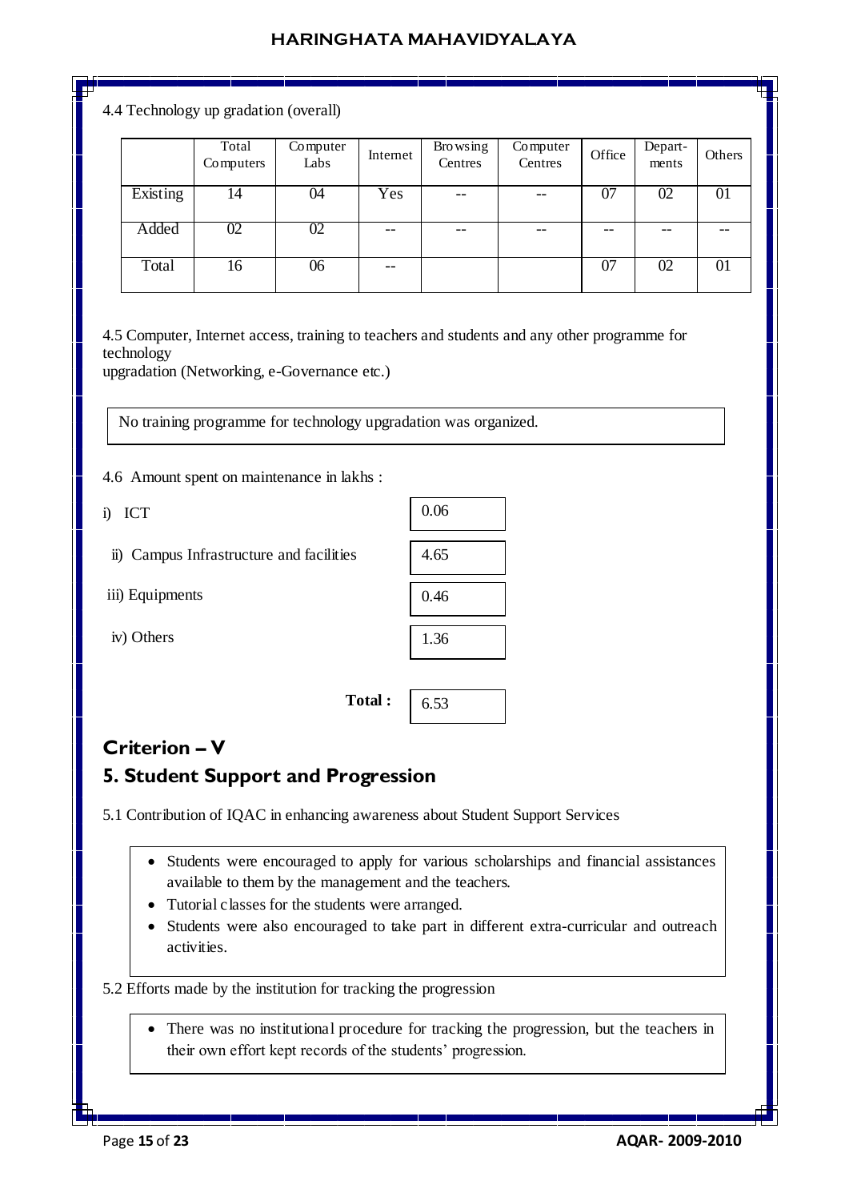4.4 Technology up gradation (overall)

| | Total Computers | Computer Labs | Internet | Browsing Centres | Computer Centres | Office | Depart-ments | Others |
|---|---|---|---|---|---|---|---|---|
| Existing | 14 | 04 | Yes | -- | -- | 07 | 02 | 01 |
| Added | 02 | 02 | -- | -- | -- | -- | -- | -- |
| Total | 16 | 06 | -- | | | 07 | 02 | 01 |

4.5 Computer, Internet access, training to teachers and students and any other programme for technology
upgradation (Networking, e-Governance etc.)

No training programme for technology upgradation was organized.

4.6 Amount spent on maintenance in lakhs :

i) ICT — 0.06

ii) Campus Infrastructure and facilities — 4.65

iii) Equipments — 0.46

iv) Others — 1.36

**Total :** 6.53

## Criterion – V

## 5. Student Support and Progression

5.1 Contribution of IQAC in enhancing awareness about Student Support Services

- Students were encouraged to apply for various scholarships and financial assistances available to them by the management and the teachers.
- Tutorial classes for the students were arranged.
- Students were also encouraged to take part in different extra-curricular and outreach activities.

5.2 Efforts made by the institution for tracking the progression

- There was no institutional procedure for tracking the progression, but the teachers in their own effort kept records of the students' progression.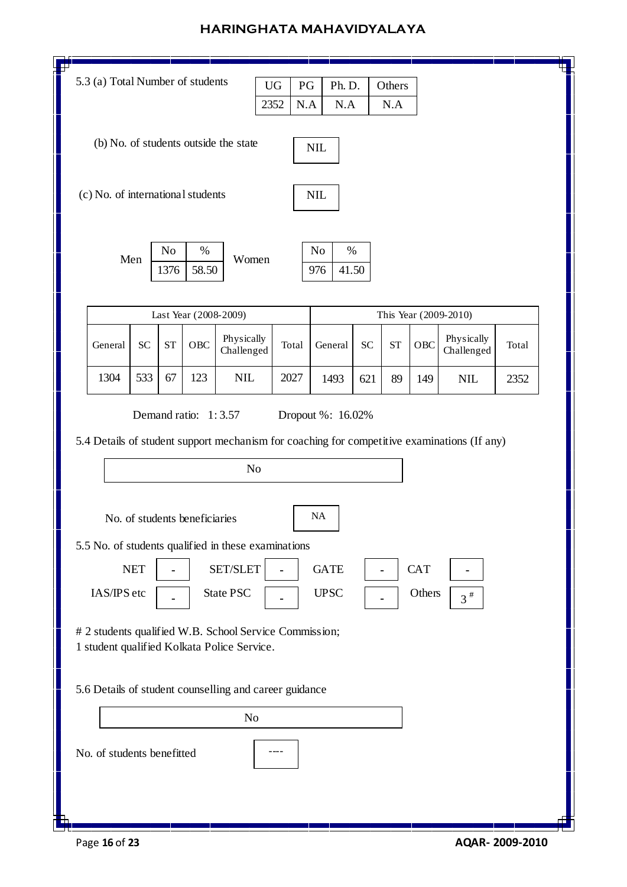5.3 (a) Total Number of students

| UG | PG | Ph. D. | Others |
|---|---|---|---|
| 2352 | N.A | N.A | N.A |

(b) No. of students outside the state: NIL

(c) No. of international students: NIL

| | No | % |
|---|---|---|
| Men | 1376 | 58.50 |
| Women | 976 | 41.50 |

| Last Year (2008-2009) | | | | | | This Year (2009-2010) | | | | | |
|---|---|---|---|---|---|---|---|---|---|---|---|
| General | SC | ST | OBC | Physically Challenged | Total | General | SC | ST | OBC | Physically Challenged | Total |
| 1304 | 533 | 67 | 123 | NIL | 2027 | 1493 | 621 | 89 | 149 | NIL | 2352 |

Demand ratio: 1: 3.57 Dropout %: 16.02%

5.4 Details of student support mechanism for coaching for competitive examinations (If any)

No

No. of students beneficiaries: NA

5.5 No. of students qualified in these examinations

| NET | - | SET/SLET | - | GATE | - | CAT | - |
|---|---|---|---|---|---|---|---|
| IAS/IPS etc | - | State PSC | - | UPSC | - | Others | 3 # |

# 2 students qualified W.B. School Service Commission;
1 student qualified Kolkata Police Service.

5.6 Details of student counselling and career guidance

No

No. of students benefitted: ----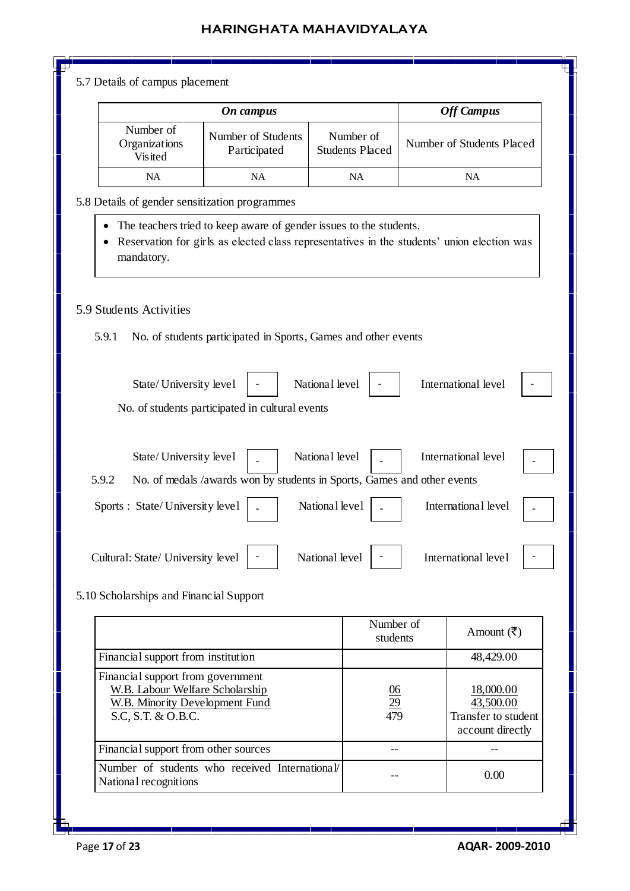5.7 Details of campus placement

| *On campus* | | | *Off Campus* |
|---|---|---|---|
| Number of Organizations Visited | Number of Students Participated | Number of Students Placed | Number of Students Placed |
| NA | NA | NA | NA |

5.8 Details of gender sensitization programmes

- The teachers tried to keep aware of gender issues to the students.
- Reservation for girls as elected class representatives in the students' union election was mandatory.

5.9 Students Activities

5.9.1 No. of students participated in Sports, Games and other events

State/ University level - National level - International level -

No. of students participated in cultural events

State/ University level - National level - International level -

5.9.2 No. of medals /awards won by students in Sports, Games and other events

Sports : State/ University level - National level - International level -

Cultural: State/ University level - National level - International level -

5.10 Scholarships and Financial Support

| | Number of students | Amount (₹) |
|---|---|---|
| Financial support from institution | | 48,429.00 |
| Financial support from government<br>W.B. Labour Welfare Scholarship<br>W.B. Minority Development Fund<br>S.C, S.T. & O.B.C. | <br>06<br>29<br>479 | <br>18,000.00<br>43,500.00<br>Transfer to student account directly |
| Financial support from other sources | -- | -- |
| Number of students who received International/ National recognitions | -- | 0.00 |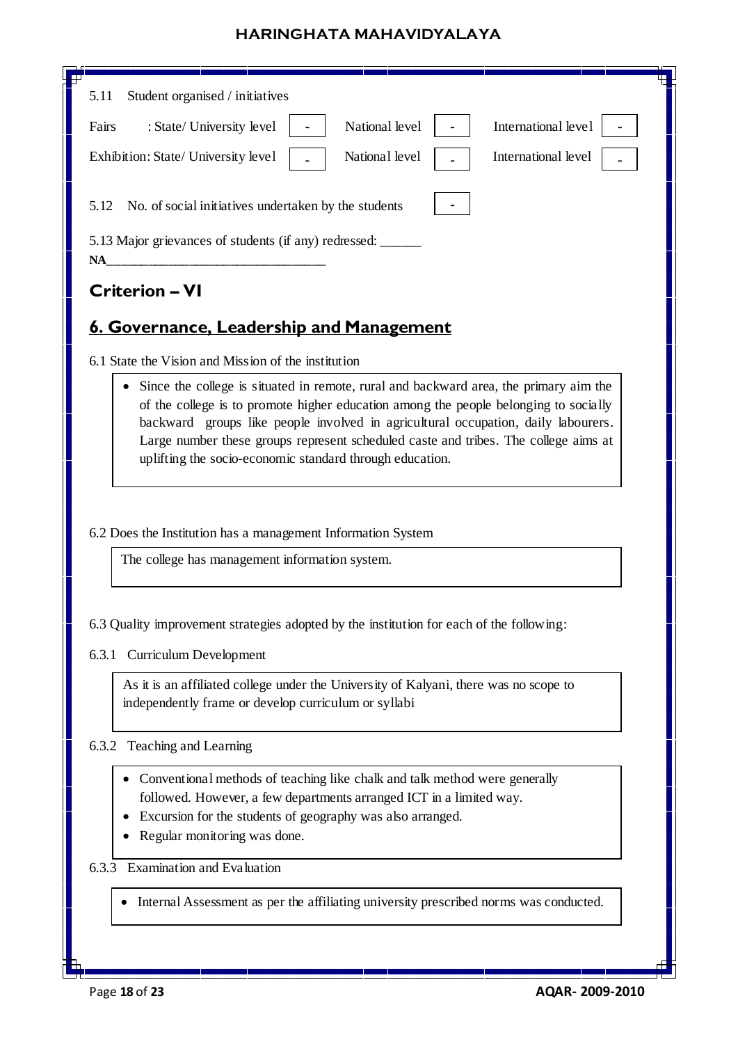5.11 Student organised / initiatives

| Fairs : State/ University level | - | National level | - | International level | - |
|---|---|---|---|---|---|
| Exhibition: State/ University level | - | National level | - | International level | - |

5.12 No. of social initiatives undertaken by the students -

5.13 Major grievances of students (if any) redressed: ______
NA________________________________

## Criterion – VI

## 6. Governance, Leadership and Management

6.1 State the Vision and Mission of the institution

- Since the college is situated in remote, rural and backward area, the primary aim the of the college is to promote higher education among the people belonging to socially backward groups like people involved in agricultural occupation, daily labourers. Large number these groups represent scheduled caste and tribes. The college aims at uplifting the socio-economic standard through education.

6.2 Does the Institution has a management Information System

The college has management information system.

6.3 Quality improvement strategies adopted by the institution for each of the following:

6.3.1 Curriculum Development

As it is an affiliated college under the University of Kalyani, there was no scope to independently frame or develop curriculum or syllabi

6.3.2 Teaching and Learning

- Conventional methods of teaching like chalk and talk method were generally followed. However, a few departments arranged ICT in a limited way.
- Excursion for the students of geography was also arranged.
- Regular monitoring was done.

6.3.3 Examination and Evaluation

- Internal Assessment as per the affiliating university prescribed norms was conducted.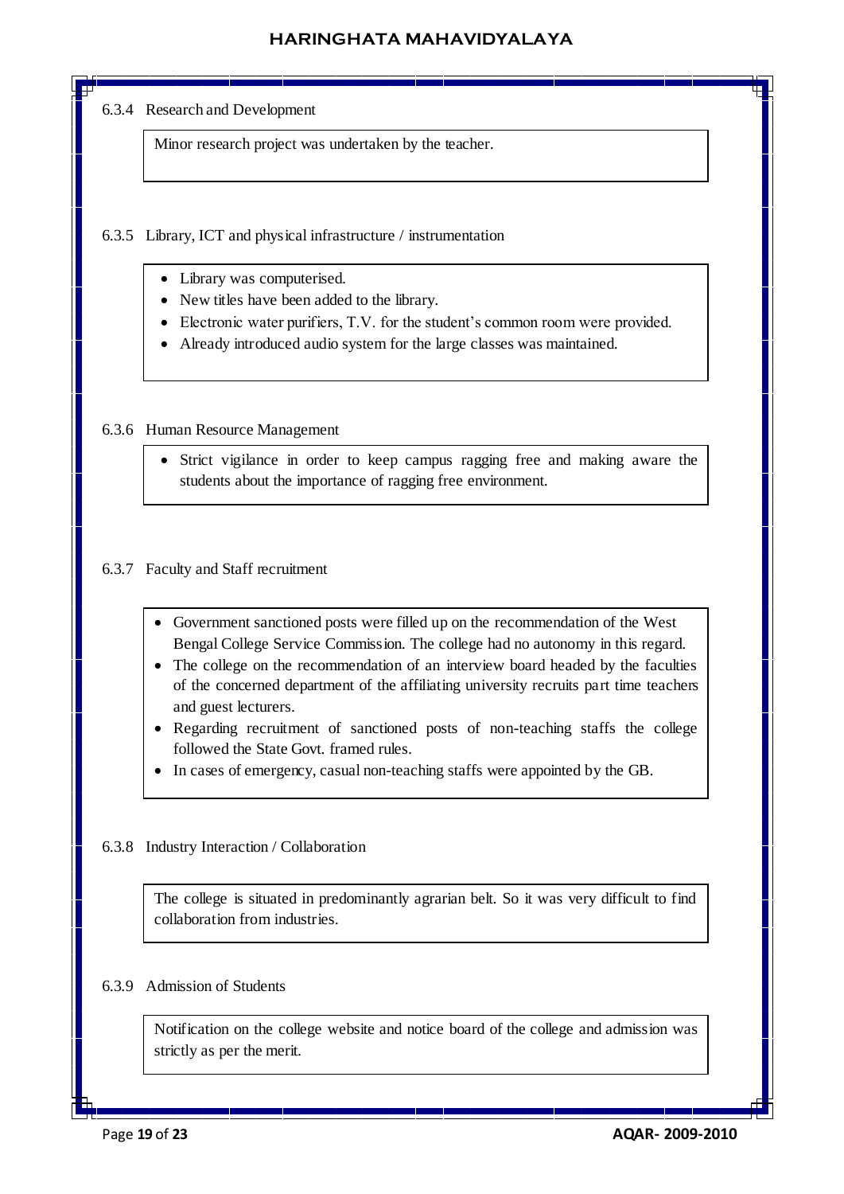6.3.4 Research and Development

Minor research project was undertaken by the teacher.

6.3.5 Library, ICT and physical infrastructure / instrumentation

- Library was computerised.
- New titles have been added to the library.
- Electronic water purifiers, T.V. for the student's common room were provided.
- Already introduced audio system for the large classes was maintained.

6.3.6 Human Resource Management

- Strict vigilance in order to keep campus ragging free and making aware the students about the importance of ragging free environment.

6.3.7 Faculty and Staff recruitment

- Government sanctioned posts were filled up on the recommendation of the West Bengal College Service Commission. The college had no autonomy in this regard.
- The college on the recommendation of an interview board headed by the faculties of the concerned department of the affiliating university recruits part time teachers and guest lecturers.
- Regarding recruitment of sanctioned posts of non-teaching staffs the college followed the State Govt. framed rules.
- In cases of emergency, casual non-teaching staffs were appointed by the GB.

6.3.8 Industry Interaction / Collaboration

The college is situated in predominantly agrarian belt. So it was very difficult to find collaboration from industries.

6.3.9 Admission of Students

Notification on the college website and notice board of the college and admission was strictly as per the merit.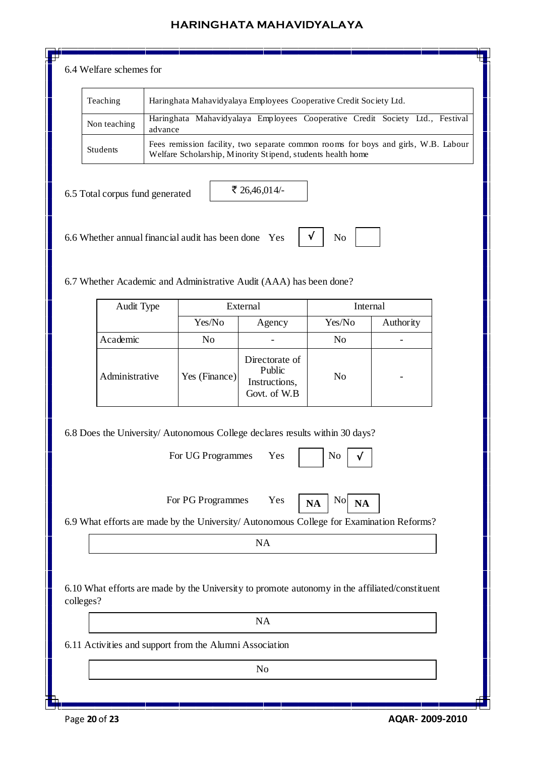6.4 Welfare schemes for

| | |
|---|---|
| Teaching | Haringhata Mahavidyalaya Employees Cooperative Credit Society Ltd. |
| Non teaching | Haringhata Mahavidyalaya Employees Cooperative Credit Society Ltd., Festival advance |
| Students | Fees remission facility, two separate common rooms for boys and girls, W.B. Labour Welfare Scholarship, Minority Stipend, students health home |

6.5 Total corpus fund generated ₹ 26,46,014/-

6.6 Whether annual financial audit has been done Yes √ No

6.7 Whether Academic and Administrative Audit (AAA) has been done?

| Audit Type | External | | Internal | |
|---|---|---|---|---|
| | Yes/No | Agency | Yes/No | Authority |
| Academic | No | - | No | - |
| Administrative | Yes (Finance) | Directorate of Public Instructions, Govt. of W.B | No | - |

6.8 Does the University/ Autonomous College declares results within 30 days?

For UG Programmes Yes No √

For PG Programmes Yes NA No NA

6.9 What efforts are made by the University/ Autonomous College for Examination Reforms?

NA

6.10 What efforts are made by the University to promote autonomy in the affiliated/constituent colleges?

NA

6.11 Activities and support from the Alumni Association

No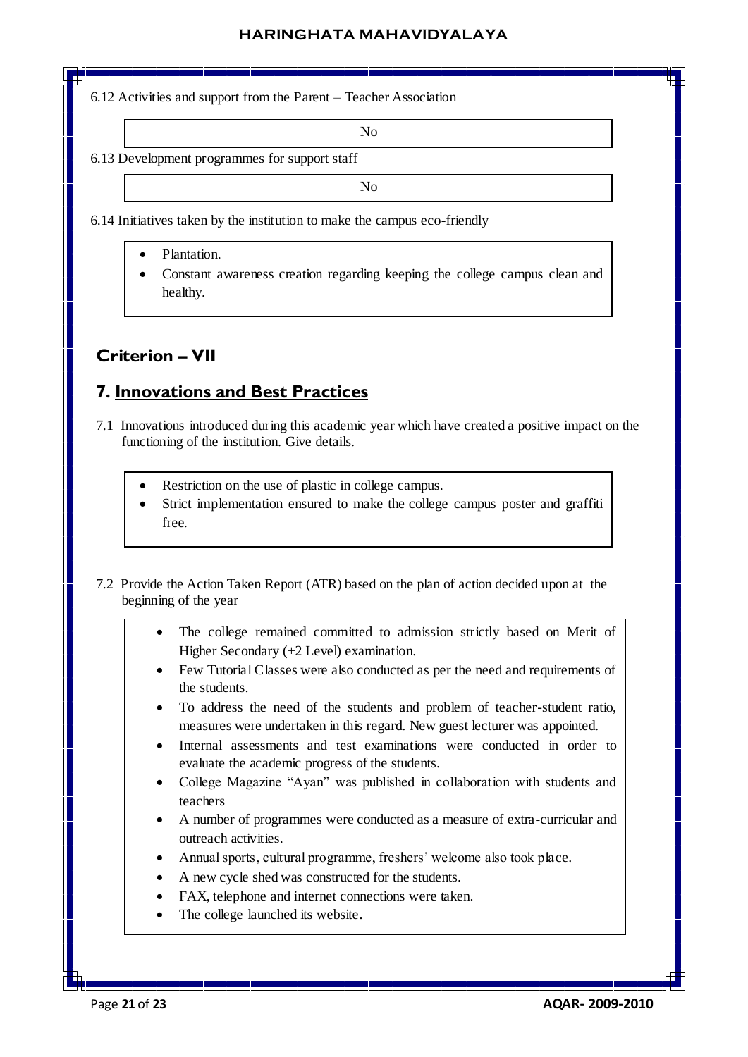6.12 Activities and support from the Parent – Teacher Association

No

6.13 Development programmes for support staff

No

6.14 Initiatives taken by the institution to make the campus eco-friendly

- Plantation.
- Constant awareness creation regarding keeping the college campus clean and healthy.

## Criterion – VII

## 7. Innovations and Best Practices

7.1 Innovations introduced during this academic year which have created a positive impact on the functioning of the institution. Give details.

- Restriction on the use of plastic in college campus.
- Strict implementation ensured to make the college campus poster and graffiti free.

7.2 Provide the Action Taken Report (ATR) based on the plan of action decided upon at the beginning of the year

- The college remained committed to admission strictly based on Merit of Higher Secondary (+2 Level) examination.
- Few Tutorial Classes were also conducted as per the need and requirements of the students.
- To address the need of the students and problem of teacher-student ratio, measures were undertaken in this regard. New guest lecturer was appointed.
- Internal assessments and test examinations were conducted in order to evaluate the academic progress of the students.
- College Magazine "Ayan" was published in collaboration with students and teachers
- A number of programmes were conducted as a measure of extra-curricular and outreach activities.
- Annual sports, cultural programme, freshers' welcome also took place.
- A new cycle shed was constructed for the students.
- FAX, telephone and internet connections were taken.
- The college launched its website.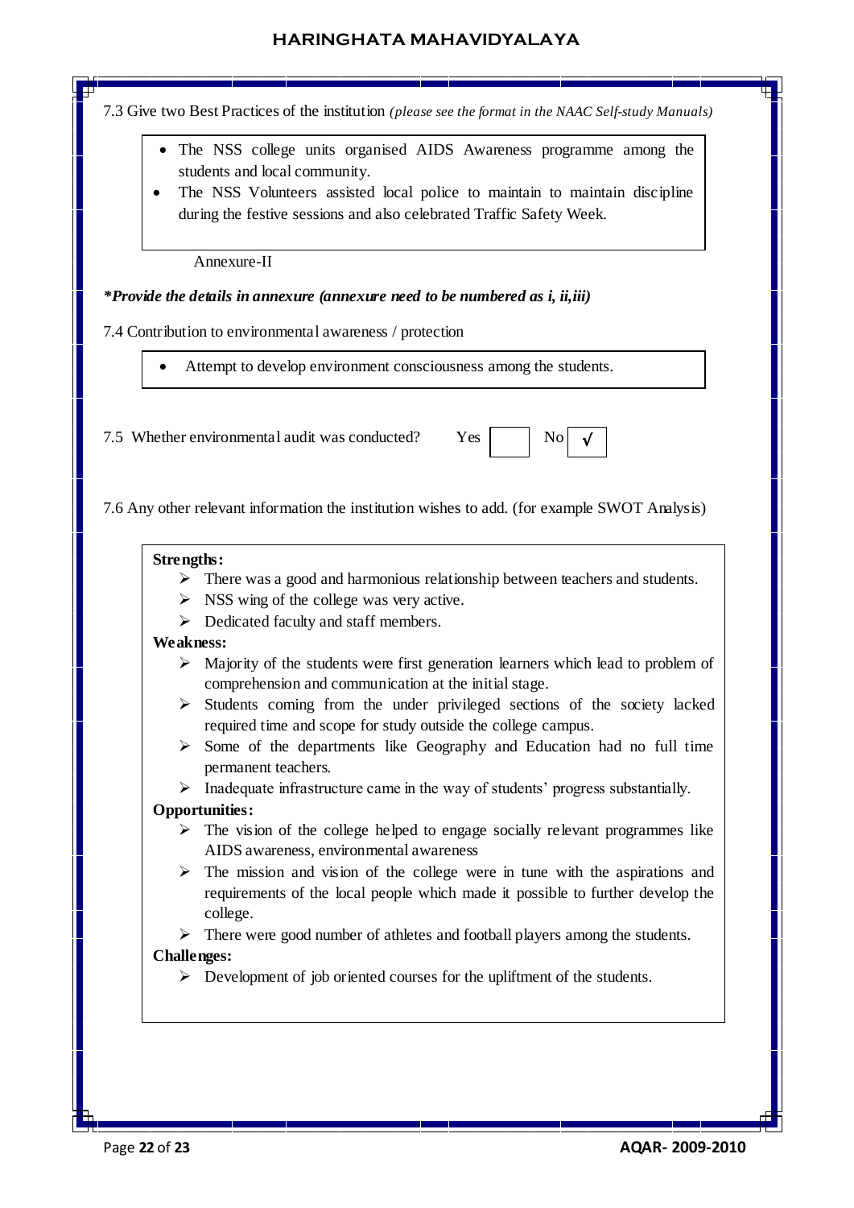7.3 Give two Best Practices of the institution *(please see the format in the NAAC Self-study Manuals)*

- The NSS college units organised AIDS Awareness programme among the students and local community.
- The NSS Volunteers assisted local police to maintain to maintain discipline during the festive sessions and also celebrated Traffic Safety Week.

Annexure-II

***Provide the details in annexure (annexure need to be numbered as i, ii,iii)***

7.4 Contribution to environmental awareness / protection

- Attempt to develop environment consciousness among the students.

7.5 Whether environmental audit was conducted? Yes [ ] No [√]

7.6 Any other relevant information the institution wishes to add. (for example SWOT Analysis)

**Strengths:**

- There was a good and harmonious relationship between teachers and students.
- NSS wing of the college was very active.
- Dedicated faculty and staff members.

**Weakness:**

- Majority of the students were first generation learners which lead to problem of comprehension and communication at the initial stage.
- Students coming from the under privileged sections of the society lacked required time and scope for study outside the college campus.
- Some of the departments like Geography and Education had no full time permanent teachers.
- Inadequate infrastructure came in the way of students' progress substantially.

**Opportunities:**

- The vision of the college helped to engage socially relevant programmes like AIDS awareness, environmental awareness
- The mission and vision of the college were in tune with the aspirations and requirements of the local people which made it possible to further develop the college.
- There were good number of athletes and football players among the students.

**Challenges:**

- Development of job oriented courses for the upliftment of the students.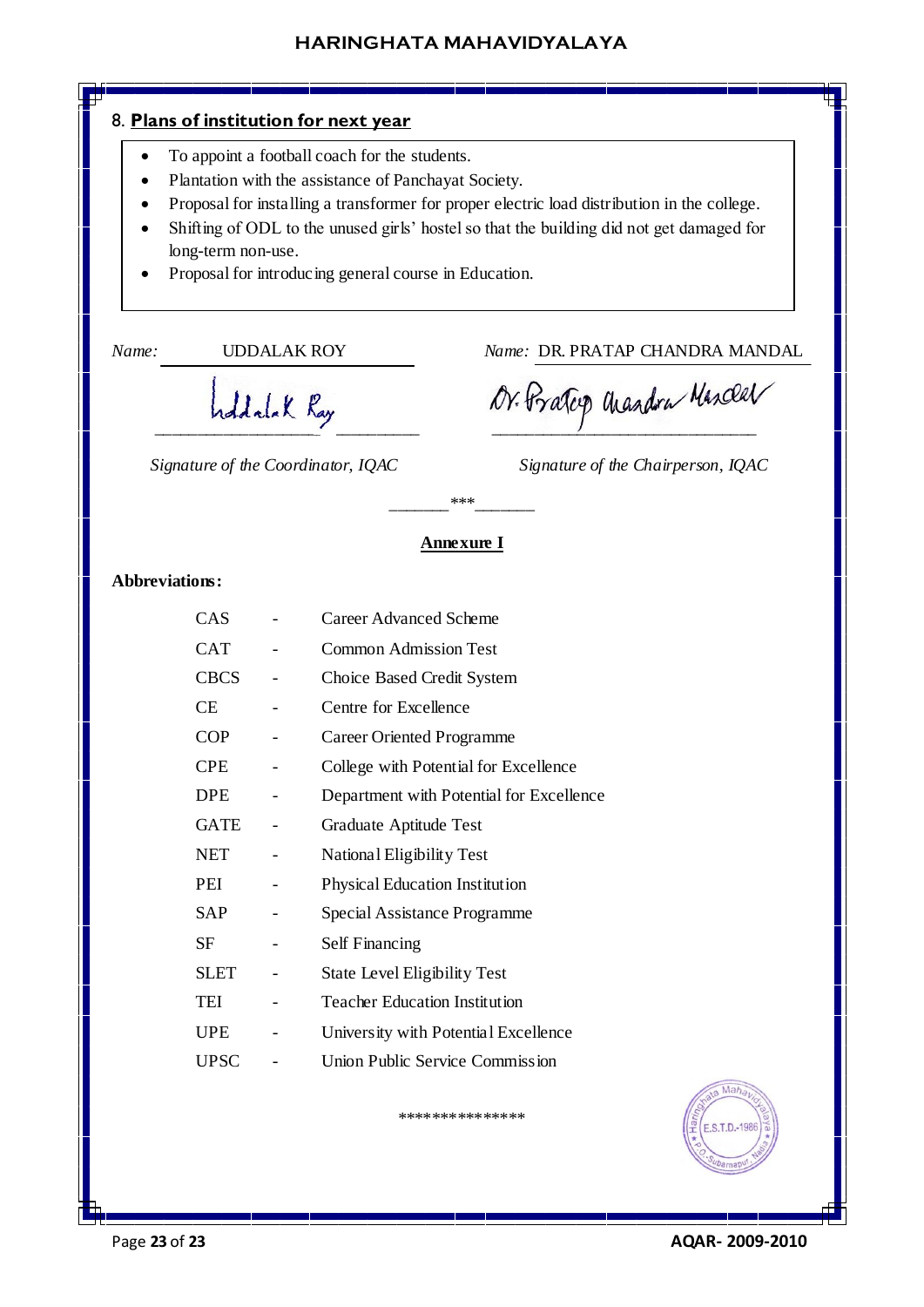## 8. Plans of institution for next year

- To appoint a football coach for the students.
- Plantation with the assistance of Panchayat Society.
- Proposal for installing a transformer for proper electric load distribution in the college.
- Shifting of ODL to the unused girls' hostel so that the building did not get damaged for long-term non-use.
- Proposal for introducing general course in Education.

*Name:* UDDALAK ROY

*Signature of the Coordinator, IQAC*

*Name:* DR. PRATAP CHANDRA MANDAL

*Signature of the Chairperson, IQAC*

_______***_______

**Annexure I**

**Abbreviations:**

| | | |
|---|---|---|
| CAS | - | Career Advanced Scheme |
| CAT | - | Common Admission Test |
| CBCS | - | Choice Based Credit System |
| CE | - | Centre for Excellence |
| COP | - | Career Oriented Programme |
| CPE | - | College with Potential for Excellence |
| DPE | - | Department with Potential for Excellence |
| GATE | - | Graduate Aptitude Test |
| NET | - | National Eligibility Test |
| PEI | - | Physical Education Institution |
| SAP | - | Special Assistance Programme |
| SF | - | Self Financing |
| SLET | - | State Level Eligibility Test |
| TEI | - | Teacher Education Institution |
| UPE | - | University with Potential Excellence |
| UPSC | - | Union Public Service Commission |

**************